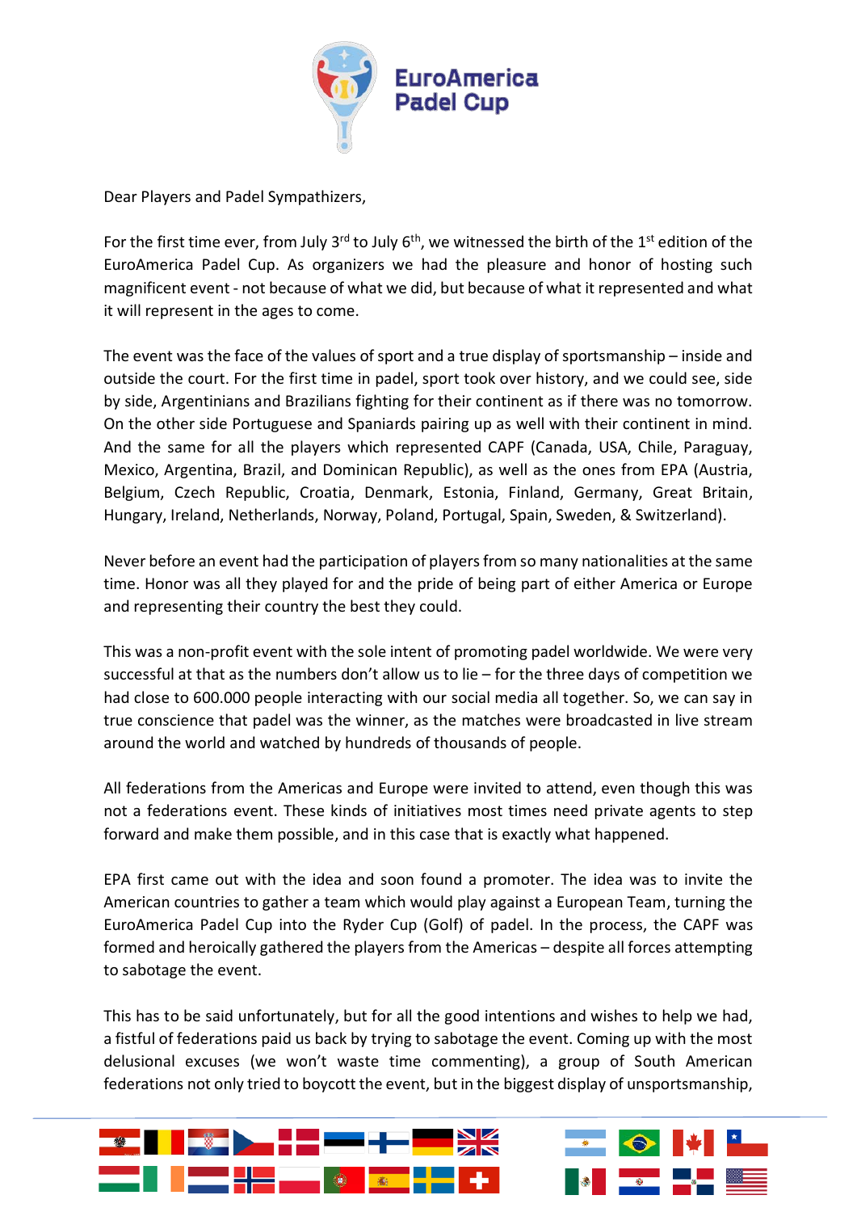Dear Players and Padel Sympathizers,

For the first time ever, from July 3rd to July 6th, we witnessed the birth of the 1st edition of the EuroAmerica Padel Cup. As organizers we had the pleasure and honor of hosting such magnificent event - not because of what we did, but because of what it represented and what it will represent in the ages to come.

The event was the face of the values of sport and a true display of sportsmanship – inside and outside the court. For the first time in padel, sport took over history, and we could see, side by side, Argentinians and Brazilians fighting for their continent as if there was no tomorrow. On the other side Portuguese and Spaniards pairing up as well with their continent in mind. And the same for all the players which represented CAPF (Canada, USA, Chile, Paraguay, Mexico, Argentina, Brazil, and Dominican Republic), as well as the ones from EPA (Austria, Belgium, Czech Republic, Croatia, Denmark, Estonia, Finland, Germany, Great Britain, Hungary, Ireland, Netherlands, Norway, Poland, Portugal, Spain, Sweden, & Switzerland).

Never before an event had the participation of players from so many nationalities at the same time. Honor was all they played for and the pride of being part of either America or Europe and representing their country the best they could.

This was a non-profit event with the sole intent of promoting padel worldwide. We were very successful at that as the numbers don't allow us to lie – for the three days of competition we had close to 600.000 people interacting with our social media all together. So, we can say in true conscience that padel was the winner, as the matches were broadcasted in live stream around the world and watched by hundreds of thousands of people.

All federations from the Americas and Europe were invited to attend, even though this was not a federations event. These kinds of initiatives most times need private agents to step forward and make them possible, and in this case that is exactly what happened.

EPA first came out with the idea and soon found a promoter. The idea was to invite the American countries to gather a team which would play against a European Team, turning the EuroAmerica Padel Cup into the Ryder Cup (Golf) of padel. In the process, the CAPF was formed and heroically gathered the players from the Americas – despite all forces attempting to sabotage the event.

This has to be said unfortunately, but for all the good intentions and wishes to help we had, a fistful of federations paid us back by trying to sabotage the event. Coming up with the most delusional excuses (we won't waste time commenting), a group of South American federations not only tried to boycott the event, but in the biggest display of unsportsmanship,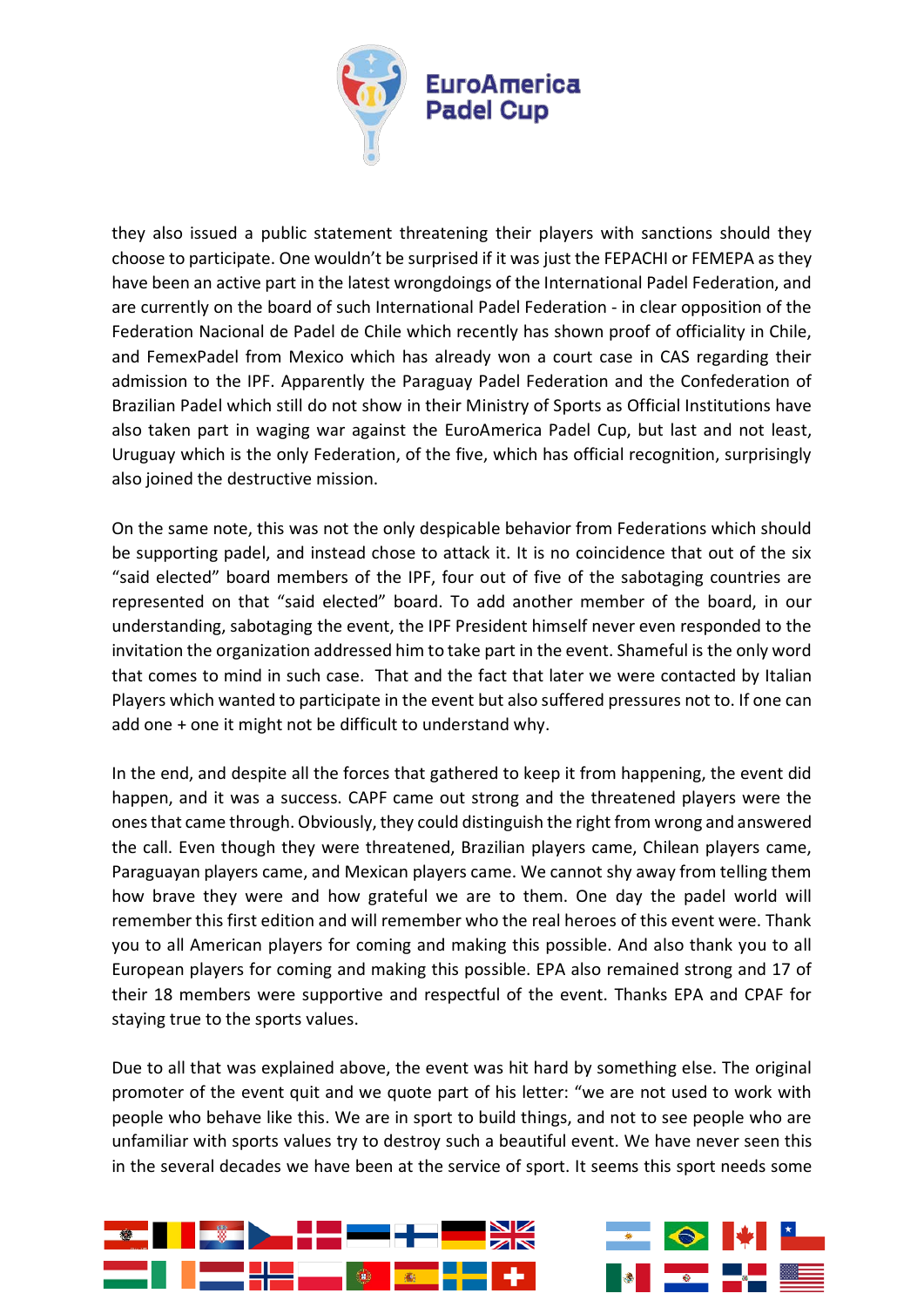they also issued a public statement threatening their players with sanctions should they choose to participate. One wouldn't be surprised if it was just the FEPACHI or FEMEPA as they have been an active part in the latest wrongdoings of the International Padel Federation, and are currently on the board of such International Padel Federation - in clear opposition of the Federation Nacional de Padel de Chile which recently has shown proof of officiality in Chile, and FemexPadel from Mexico which has already won a court case in CAS regarding their admission to the IPF. Apparently the Paraguay Padel Federation and the Confederation of Brazilian Padel which still do not show in their Ministry of Sports as Official Institutions have also taken part in waging war against the EuroAmerica Padel Cup, but last and not least, Uruguay which is the only Federation, of the five, which has official recognition, surprisingly also joined the destructive mission.

On the same note, this was not the only despicable behavior from Federations which should be supporting padel, and instead chose to attack it. It is no coincidence that out of the six "said elected" board members of the IPF, four out of five of the sabotaging countries are represented on that "said elected" board. To add another member of the board, in our understanding, sabotaging the event, the IPF President himself never even responded to the invitation the organization addressed him to take part in the event. Shameful is the only word that comes to mind in such case. That and the fact that later we were contacted by Italian Players which wanted to participate in the event but also suffered pressures not to. If one can add one + one it might not be difficult to understand why.

In the end, and despite all the forces that gathered to keep it from happening, the event did happen, and it was a success. CAPF came out strong and the threatened players were the ones that came through. Obviously, they could distinguish the right from wrong and answered the call. Even though they were threatened, Brazilian players came, Chilean players came, Paraguayan players came, and Mexican players came. We cannot shy away from telling them how brave they were and how grateful we are to them. One day the padel world will remember this first edition and will remember who the real heroes of this event were. Thank you to all American players for coming and making this possible. And also thank you to all European players for coming and making this possible. EPA also remained strong and 17 of their 18 members were supportive and respectful of the event. Thanks EPA and CPAF for staying true to the sports values.

Due to all that was explained above, the event was hit hard by something else. The original promoter of the event quit and we quote part of his letter: "we are not used to work with people who behave like this. We are in sport to build things, and not to see people who are unfamiliar with sports values try to destroy such a beautiful event. We have never seen this in the several decades we have been at the service of sport. It seems this sport needs some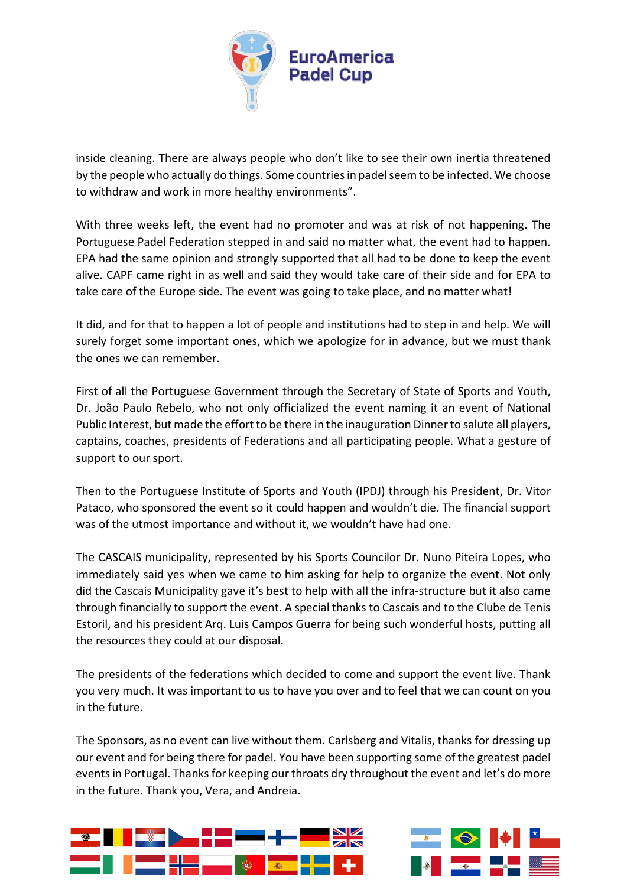inside cleaning. There are always people who don't like to see their own inertia threatened by the people who actually do things. Some countries in padel seem to be infected. We choose to withdraw and work in more healthy environments".

With three weeks left, the event had no promoter and was at risk of not happening. The Portuguese Padel Federation stepped in and said no matter what, the event had to happen. EPA had the same opinion and strongly supported that all had to be done to keep the event alive. CAPF came right in as well and said they would take care of their side and for EPA to take care of the Europe side. The event was going to take place, and no matter what!

It did, and for that to happen a lot of people and institutions had to step in and help. We will surely forget some important ones, which we apologize for in advance, but we must thank the ones we can remember.

First of all the Portuguese Government through the Secretary of State of Sports and Youth, Dr. João Paulo Rebelo, who not only officialized the event naming it an event of National Public Interest, but made the effort to be there in the inauguration Dinner to salute all players, captains, coaches, presidents of Federations and all participating people. What a gesture of support to our sport.

Then to the Portuguese Institute of Sports and Youth (IPDJ) through his President, Dr. Vitor Pataco, who sponsored the event so it could happen and wouldn't die. The financial support was of the utmost importance and without it, we wouldn't have had one.

The CASCAIS municipality, represented by his Sports Councilor Dr. Nuno Piteira Lopes, who immediately said yes when we came to him asking for help to organize the event. Not only did the Cascais Municipality gave it's best to help with all the infra-structure but it also came through financially to support the event. A special thanks to Cascais and to the Clube de Tenis Estoril, and his president Arq. Luis Campos Guerra for being such wonderful hosts, putting all the resources they could at our disposal.

The presidents of the federations which decided to come and support the event live. Thank you very much. It was important to us to have you over and to feel that we can count on you in the future.

The Sponsors, as no event can live without them. Carlsberg and Vitalis, thanks for dressing up our event and for being there for padel. You have been supporting some of the greatest padel events in Portugal. Thanks for keeping our throats dry throughout the event and let's do more in the future. Thank you, Vera, and Andreia.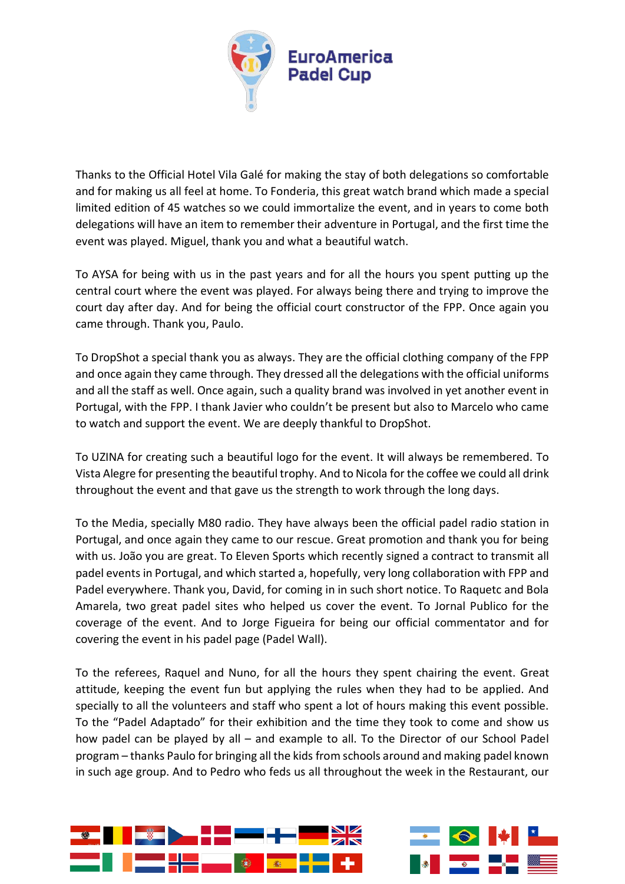Thanks to the Official Hotel Vila Galé for making the stay of both delegations so comfortable and for making us all feel at home. To Fonderia, this great watch brand which made a special limited edition of 45 watches so we could immortalize the event, and in years to come both delegations will have an item to remember their adventure in Portugal, and the first time the event was played. Miguel, thank you and what a beautiful watch.

To AYSA for being with us in the past years and for all the hours you spent putting up the central court where the event was played. For always being there and trying to improve the court day after day. And for being the official court constructor of the FPP. Once again you came through. Thank you, Paulo.

To DropShot a special thank you as always. They are the official clothing company of the FPP and once again they came through. They dressed all the delegations with the official uniforms and all the staff as well. Once again, such a quality brand was involved in yet another event in Portugal, with the FPP. I thank Javier who couldn't be present but also to Marcelo who came to watch and support the event. We are deeply thankful to DropShot.

To UZINA for creating such a beautiful logo for the event. It will always be remembered. To Vista Alegre for presenting the beautiful trophy. And to Nicola for the coffee we could all drink throughout the event and that gave us the strength to work through the long days.

To the Media, specially M80 radio. They have always been the official padel radio station in Portugal, and once again they came to our rescue. Great promotion and thank you for being with us. João you are great. To Eleven Sports which recently signed a contract to transmit all padel events in Portugal, and which started a, hopefully, very long collaboration with FPP and Padel everywhere. Thank you, David, for coming in in such short notice. To Raquetc and Bola Amarela, two great padel sites who helped us cover the event. To Jornal Publico for the coverage of the event. And to Jorge Figueira for being our official commentator and for covering the event in his padel page (Padel Wall).

To the referees, Raquel and Nuno, for all the hours they spent chairing the event. Great attitude, keeping the event fun but applying the rules when they had to be applied. And specially to all the volunteers and staff who spent a lot of hours making this event possible. To the "Padel Adaptado" for their exhibition and the time they took to come and show us how padel can be played by all – and example to all. To the Director of our School Padel program – thanks Paulo for bringing all the kids from schools around and making padel known in such age group. And to Pedro who feds us all throughout the week in the Restaurant, our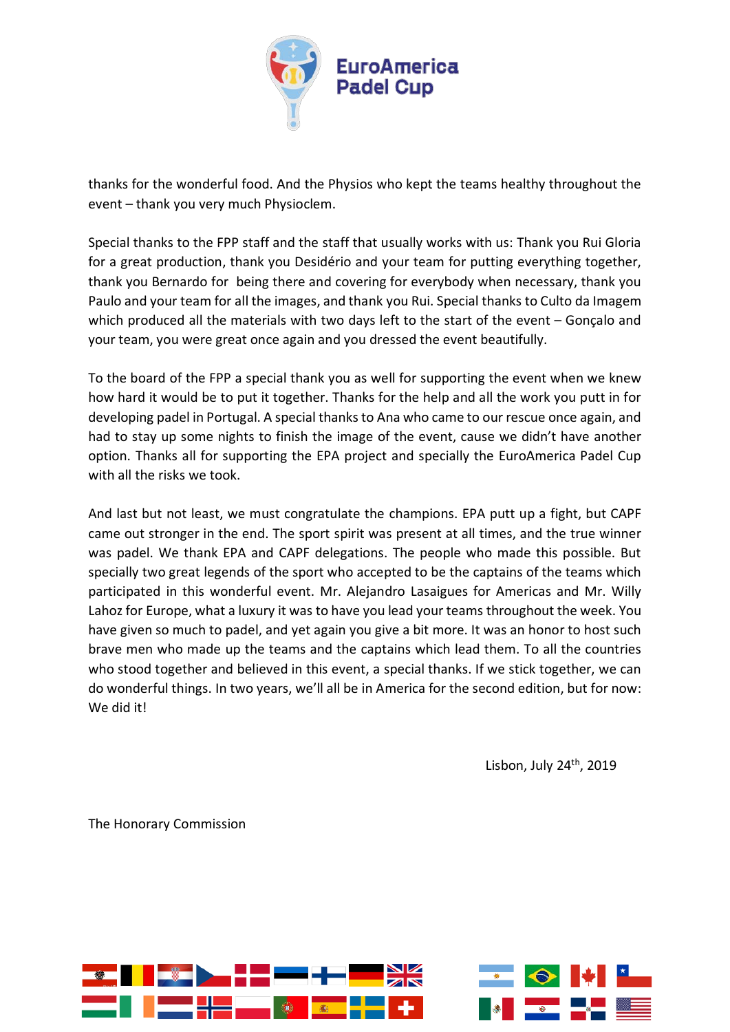thanks for the wonderful food. And the Physios who kept the teams healthy throughout the event – thank you very much Physioclem.

Special thanks to the FPP staff and the staff that usually works with us: Thank you Rui Gloria for a great production, thank you Desidério and your team for putting everything together, thank you Bernardo for being there and covering for everybody when necessary, thank you Paulo and your team for all the images, and thank you Rui. Special thanks to Culto da Imagem which produced all the materials with two days left to the start of the event – Gonçalo and your team, you were great once again and you dressed the event beautifully.

To the board of the FPP a special thank you as well for supporting the event when we knew how hard it would be to put it together. Thanks for the help and all the work you putt in for developing padel in Portugal. A special thanks to Ana who came to our rescue once again, and had to stay up some nights to finish the image of the event, cause we didn't have another option. Thanks all for supporting the EPA project and specially the EuroAmerica Padel Cup with all the risks we took.

And last but not least, we must congratulate the champions. EPA putt up a fight, but CAPF came out stronger in the end. The sport spirit was present at all times, and the true winner was padel. We thank EPA and CAPF delegations. The people who made this possible. But specially two great legends of the sport who accepted to be the captains of the teams which participated in this wonderful event. Mr. Alejandro Lasaigues for Americas and Mr. Willy Lahoz for Europe, what a luxury it was to have you lead your teams throughout the week. You have given so much to padel, and yet again you give a bit more. It was an honor to host such brave men who made up the teams and the captains which lead them. To all the countries who stood together and believed in this event, a special thanks. If we stick together, we can do wonderful things. In two years, we'll all be in America for the second edition, but for now: We did it!

Lisbon, July 24th, 2019

The Honorary Commission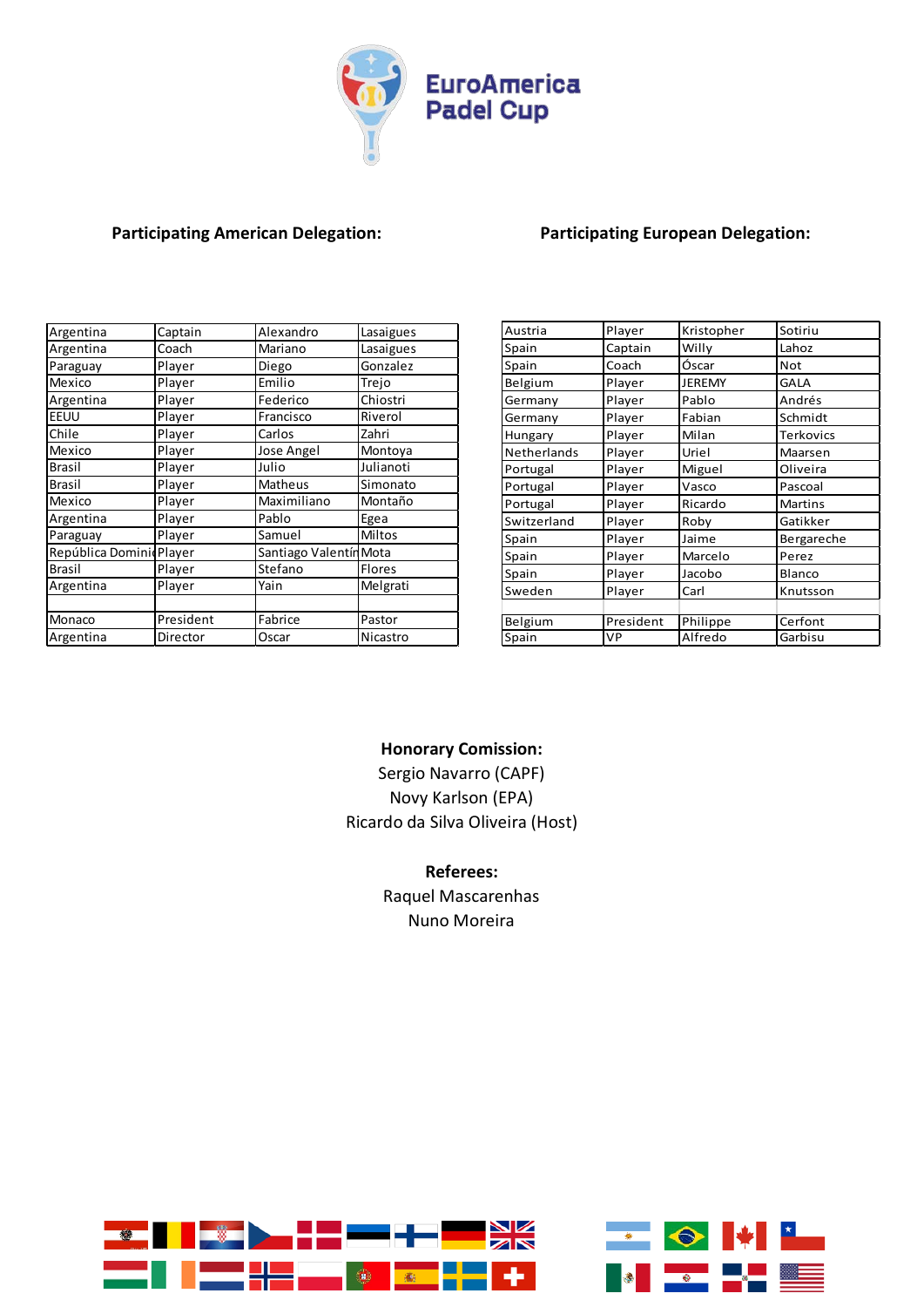EuroAmerica Padel Cup

**Participating American Delegation:**

| | | | |
|---|---|---|---|
| Argentina | Captain | Alexandro | Lasaigues |
| Argentina | Coach | Mariano | Lasaigues |
| Paraguay | Player | Diego | Gonzalez |
| Mexico | Player | Emilio | Trejo |
| Argentina | Player | Federico | Chiostri |
| EEUU | Player | Francisco | Riverol |
| Chile | Player | Carlos | Zahri |
| Mexico | Player | Jose Angel | Montoya |
| Brasil | Player | Julio | Julianoti |
| Brasil | Player | Matheus | Simonato |
| Mexico | Player | Maximiliano | Montaño |
| Argentina | Player | Pablo | Egea |
| Paraguay | Player | Samuel | Miltos |
| República Domini | Player | Santiago Valentín | Mota |
| Brasil | Player | Stefano | Flores |
| Argentina | Player | Yain | Melgrati |
| | | | |
| Monaco | President | Fabrice | Pastor |
| Argentina | Director | Oscar | Nicastro |

**Participating European Delegation:**

| | | | |
|---|---|---|---|
| Austria | Player | Kristopher | Sotiriu |
| Spain | Captain | Willy | Lahoz |
| Spain | Coach | Óscar | Not |
| Belgium | Player | JEREMY | GALA |
| Germany | Player | Pablo | Andrés |
| Germany | Player | Fabian | Schmidt |
| Hungary | Player | Milan | Terkovics |
| Netherlands | Player | Uriel | Maarsen |
| Portugal | Player | Miguel | Oliveira |
| Portugal | Player | Vasco | Pascoal |
| Portugal | Player | Ricardo | Martins |
| Switzerland | Player | Roby | Gatikker |
| Spain | Player | Jaime | Bergareche |
| Spain | Player | Marcelo | Perez |
| Spain | Player | Jacobo | Blanco |
| Sweden | Player | Carl | Knutsson |
| | | | |
| Belgium | President | Philippe | Cerfont |
| Spain | VP | Alfredo | Garbisu |

**Honorary Comission:**

Sergio Navarro (CAPF)

Novy Karlson (EPA)

Ricardo da Silva Oliveira (Host)

**Referees:**

Raquel Mascarenhas

Nuno Moreira